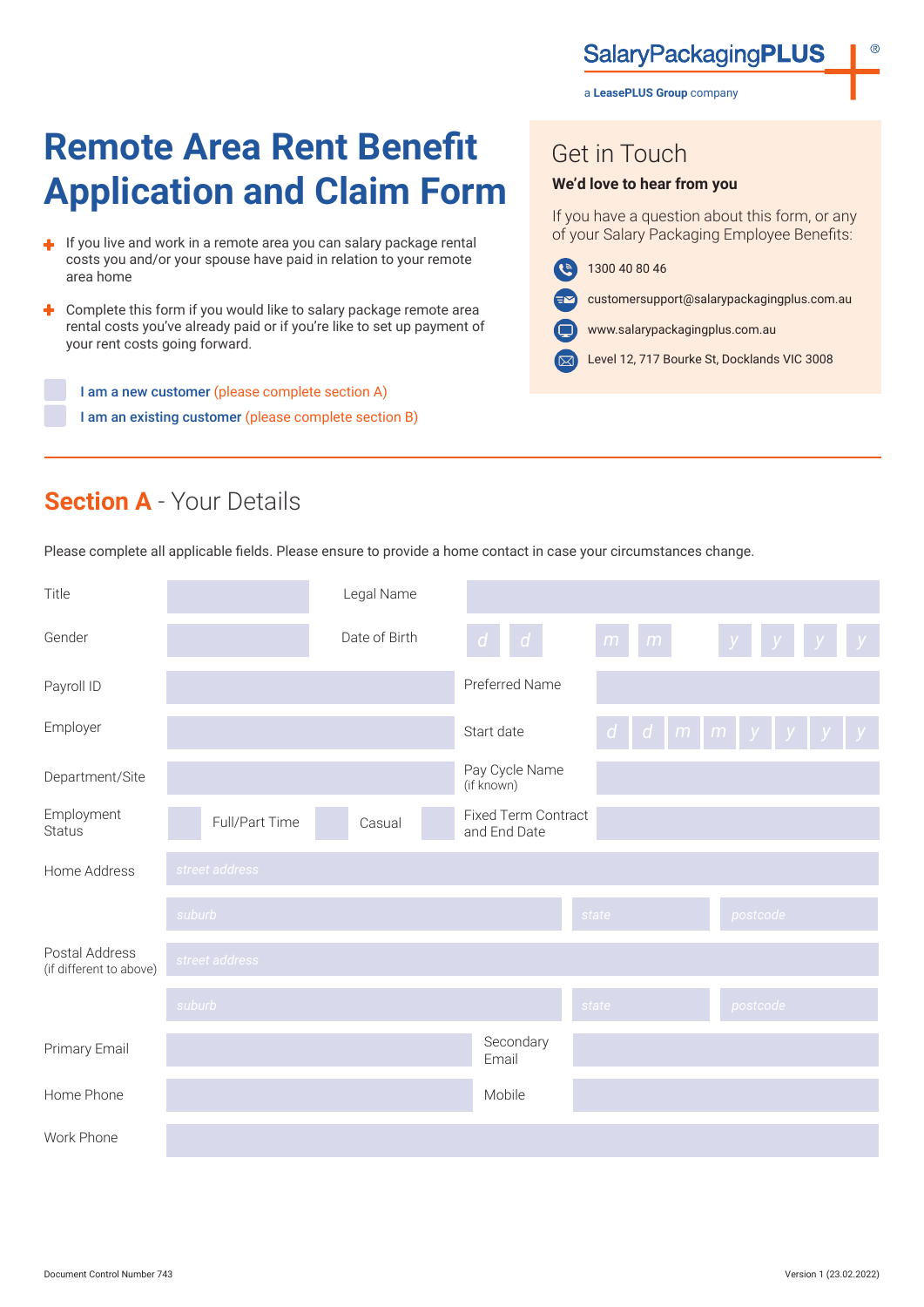SalaryPackagingPLUS

a **LeasePLUS Group** company

# Remote Area Rent Benefit Application and Claim Form

- If you live and work in a remote area you can salary package rental costs you and/or your spouse have paid in relation to your remote area home
- Complete this form if you would like to salary package remote area rental costs you've already paid or if you're like to set up payment of your rent costs going forward.

☐ **I am a new customer** (please complete section A)

☐ **I am an existing customer** (please complete section B)

## Get in Touch

**We'd love to hear from you**

If you have a question about this form, or any of your Salary Packaging Employee Benefits:

- 1300 40 80 46
- customersupport@salarypackagingplus.com.au
- www.salarypackagingplus.com.au
- Level 12, 717 Bourke St, Docklands VIC 3008

## Section A - Your Details

Please complete all applicable fields. Please ensure to provide a home contact in case your circumstances change.

| | | | |
|---|---|---|---|
| Title | | Legal Name | |
| Gender | | Date of Birth | d d / m m / y y y y |
| Payroll ID | | Preferred Name | |
| Employer | | Start date | d d m m y y y y |
| Department/Site | | Pay Cycle Name (if known) | |
| Employment Status | ☐ Full/Part Time ☐ Casual ☐ | Fixed Term Contract and End Date | |
| Home Address | street address | | |
| | suburb | state | postcode |
| Postal Address (if different to above) | street address | | |
| | suburb | state | postcode |
| Primary Email | | Secondary Email | |
| Home Phone | | Mobile | |
| Work Phone | | | |

Document Control Number 743

Version 1 (23.02.2022)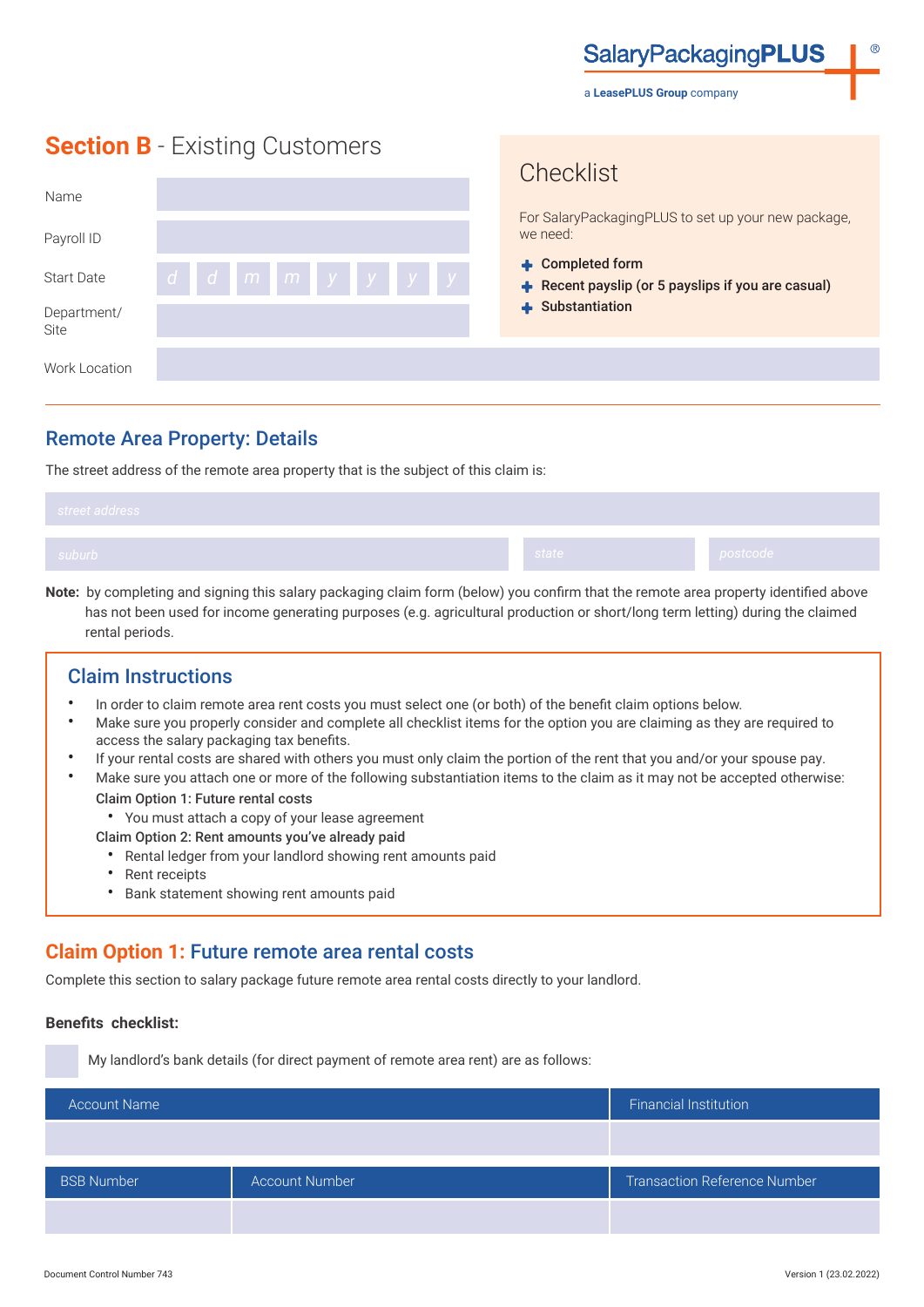SalaryPackagingPLUS

a LeasePLUS Group company

## Section B - Existing Customers

| | |
|---|---|
| Name | |
| Payroll ID | |
| Start Date | d d m m y y y y |
| Department/ Site | |
| Work Location | |

### Checklist

For SalaryPackagingPLUS to set up your new package, we need:

- **Completed form**
- **Recent payslip (or 5 payslips if you are casual)**
- **Substantiation**

## Remote Area Property: Details

The street address of the remote area property that is the subject of this claim is:

| street address | | |
|---|---|---|
| suburb | state | postcode |

**Note:** by completing and signing this salary packaging claim form (below) you confirm that the remote area property identified above has not been used for income generating purposes (e.g. agricultural production or short/long term letting) during the claimed rental periods.

### Claim Instructions

- In order to claim remote area rent costs you must select one (or both) of the benefit claim options below.
- Make sure you properly consider and complete all checklist items for the option you are claiming as they are required to access the salary packaging tax benefits.
- If your rental costs are shared with others you must only claim the portion of the rent that you and/or your spouse pay.
- Make sure you attach one or more of the following substantiation items to the claim as it may not be accepted otherwise:

  **Claim Option 1: Future rental costs**
  - You must attach a copy of your lease agreement

  **Claim Option 2: Rent amounts you've already paid**
  - Rental ledger from your landlord showing rent amounts paid
  - Rent receipts
  - Bank statement showing rent amounts paid

## Claim Option 1: Future remote area rental costs

Complete this section to salary package future remote area rental costs directly to your landlord.

**Benefits checklist:**

☐ My landlord's bank details (for direct payment of remote area rent) are as follows:

| Account Name | | Financial Institution |
|---|---|---|
| | | |
| **BSB Number** | **Account Number** | **Transaction Reference Number** |
| | | |

Document Control Number 743

Version 1 (23.02.2022)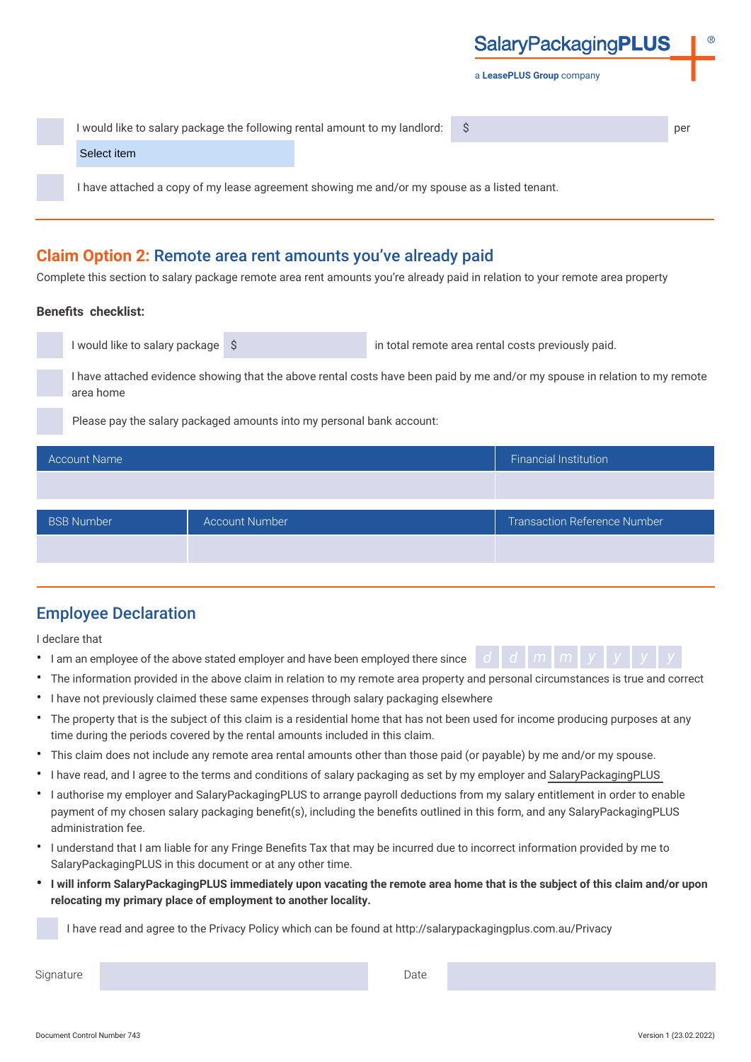I would like to salary package the following rental amount to my landlord: $ per

Select item

I have attached a copy of my lease agreement showing me and/or my spouse as a listed tenant.

## Claim Option 2: Remote area rent amounts you've already paid

Complete this section to salary package remote area rent amounts you're already paid in relation to your remote area property

**Benefits checklist:**

I would like to salary package $ in total remote area rental costs previously paid.

I have attached evidence showing that the above rental costs have been paid by me and/or my spouse in relation to my remote area home

Please pay the salary packaged amounts into my personal bank account:

| Account Name | Financial Institution |
|---|---|
| | |

| BSB Number | Account Number | Transaction Reference Number |
|---|---|---|
| | | |

## Employee Declaration

I declare that

- I am an employee of the above stated employer and have been employed there since d d m m y y y y
- The information provided in the above claim in relation to my remote area property and personal circumstances is true and correct
- I have not previously claimed these same expenses through salary packaging elsewhere
- The property that is the subject of this claim is a residential home that has not been used for income producing purposes at any time during the periods covered by the rental amounts included in this claim.
- This claim does not include any remote area rental amounts other than those paid (or payable) by me and/or my spouse.
- I have read, and I agree to the terms and conditions of salary packaging as set by my employer and SalaryPackagingPLUS
- I authorise my employer and SalaryPackagingPLUS to arrange payroll deductions from my salary entitlement in order to enable payment of my chosen salary packaging benefit(s), including the benefits outlined in this form, and any SalaryPackagingPLUS administration fee.
- I understand that I am liable for any Fringe Benefits Tax that may be incurred due to incorrect information provided by me to SalaryPackagingPLUS in this document or at any other time.
- **I will inform SalaryPackagingPLUS immediately upon vacating the remote area home that is the subject of this claim and/or upon relocating my primary place of employment to another locality.**

I have read and agree to the Privacy Policy which can be found at http://salarypackagingplus.com.au/Privacy

Signature Date

Document Control Number 743

Version 1 (23.02.2022)